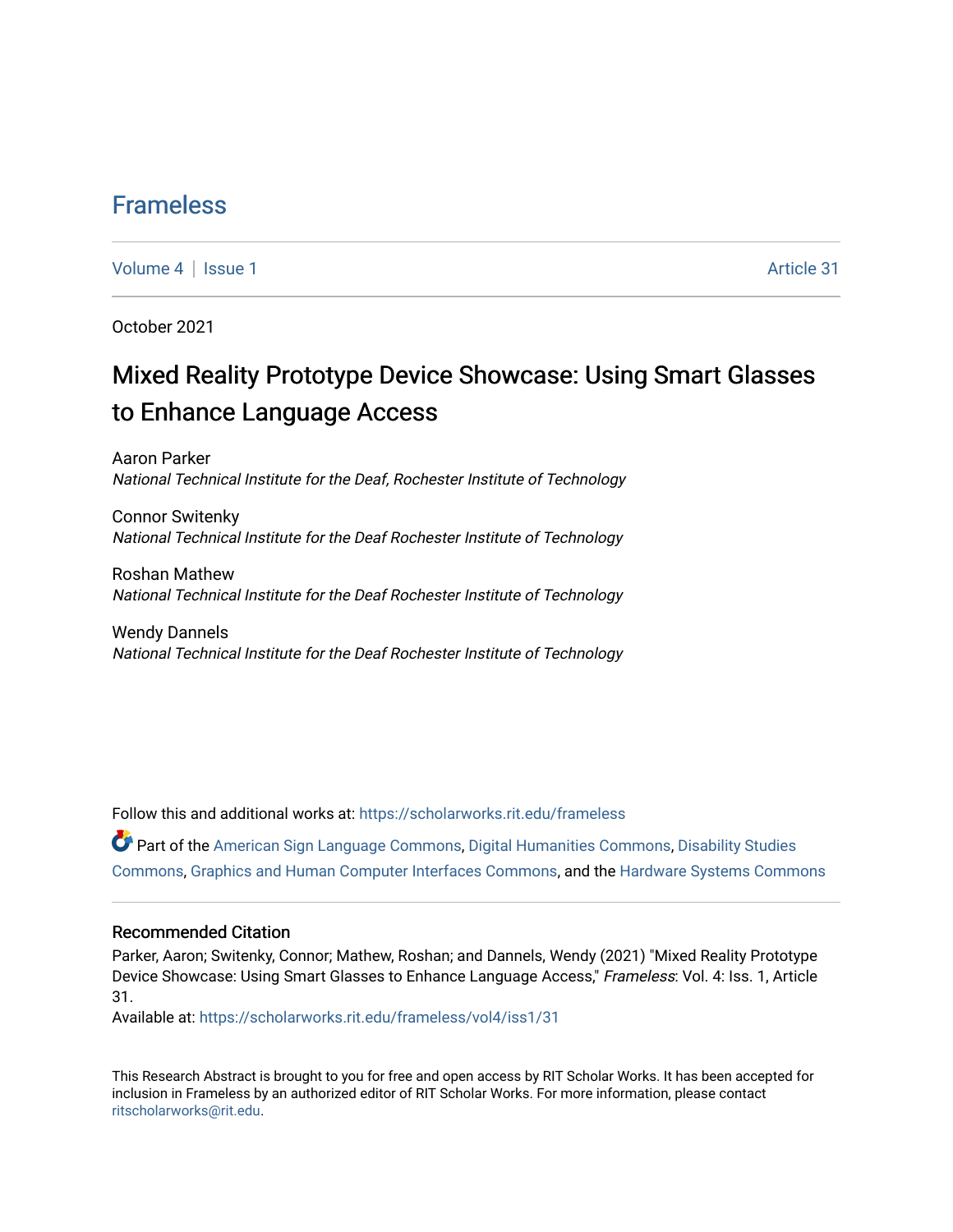# Frameless

Volume 4 | Issue 1 Article 31

October 2021

## Mixed Reality Prototype Device Showcase: Using Smart Glasses to Enhance Language Access

Aaron Parker
*National Technical Institute for the Deaf, Rochester Institute of Technology*

Connor Switenky
*National Technical Institute for the Deaf Rochester Institute of Technology*

Roshan Mathew
*National Technical Institute for the Deaf Rochester Institute of Technology*

Wendy Dannels
*National Technical Institute for the Deaf Rochester Institute of Technology*

Follow this and additional works at: https://scholarworks.rit.edu/frameless

Part of the American Sign Language Commons, Digital Humanities Commons, Disability Studies Commons, Graphics and Human Computer Interfaces Commons, and the Hardware Systems Commons

### Recommended Citation

Parker, Aaron; Switenky, Connor; Mathew, Roshan; and Dannels, Wendy (2021) "Mixed Reality Prototype Device Showcase: Using Smart Glasses to Enhance Language Access," *Frameless*: Vol. 4: Iss. 1, Article 31.

Available at: https://scholarworks.rit.edu/frameless/vol4/iss1/31

This Research Abstract is brought to you for free and open access by RIT Scholar Works. It has been accepted for inclusion in Frameless by an authorized editor of RIT Scholar Works. For more information, please contact ritscholarworks@rit.edu.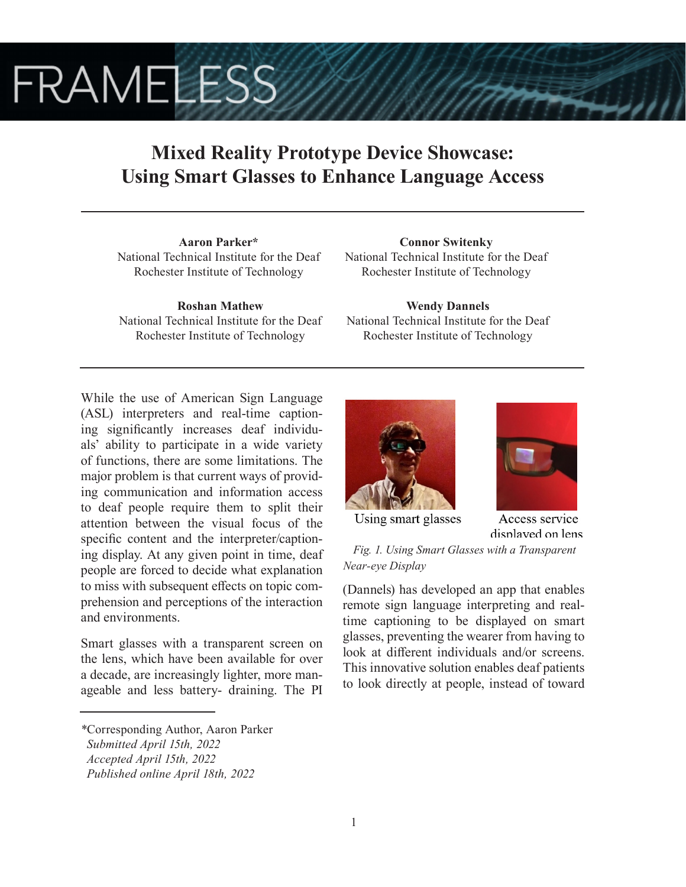# Mixed Reality Prototype Device Showcase: Using Smart Glasses to Enhance Language Access

**Aaron Parker***
National Technical Institute for the Deaf
Rochester Institute of Technology

**Connor Switenky**
National Technical Institute for the Deaf
Rochester Institute of Technology

**Roshan Mathew**
National Technical Institute for the Deaf
Rochester Institute of Technology

**Wendy Dannels**
National Technical Institute for the Deaf
Rochester Institute of Technology

---

While the use of American Sign Language (ASL) interpreters and real-time captioning significantly increases deaf individuals' ability to participate in a wide variety of functions, there are some limitations. The major problem is that current ways of providing communication and information access to deaf people require them to split their attention between the visual focus of the specific content and the interpreter/captioning display. At any given point in time, deaf people are forced to decide what explanation to miss with subsequent effects on topic comprehension and perceptions of the interaction and environments.

Smart glasses with a transparent screen on the lens, which have been available for over a decade, are increasingly lighter, more manageable and less battery- draining. The PI (Dannels) has developed an app that enables remote sign language interpreting and real-time captioning to be displayed on smart glasses, preventing the wearer from having to look at different individuals and/or screens. This innovative solution enables deaf patients to look directly at people, instead of toward

Using smart glasses

Access service displayed on lens

*Fig. 1. Using Smart Glasses with a Transparent Near-eye Display*

*Corresponding Author, Aaron Parker
*Submitted April 15th, 2022*
*Accepted April 15th, 2022*
*Published online April 18th, 2022*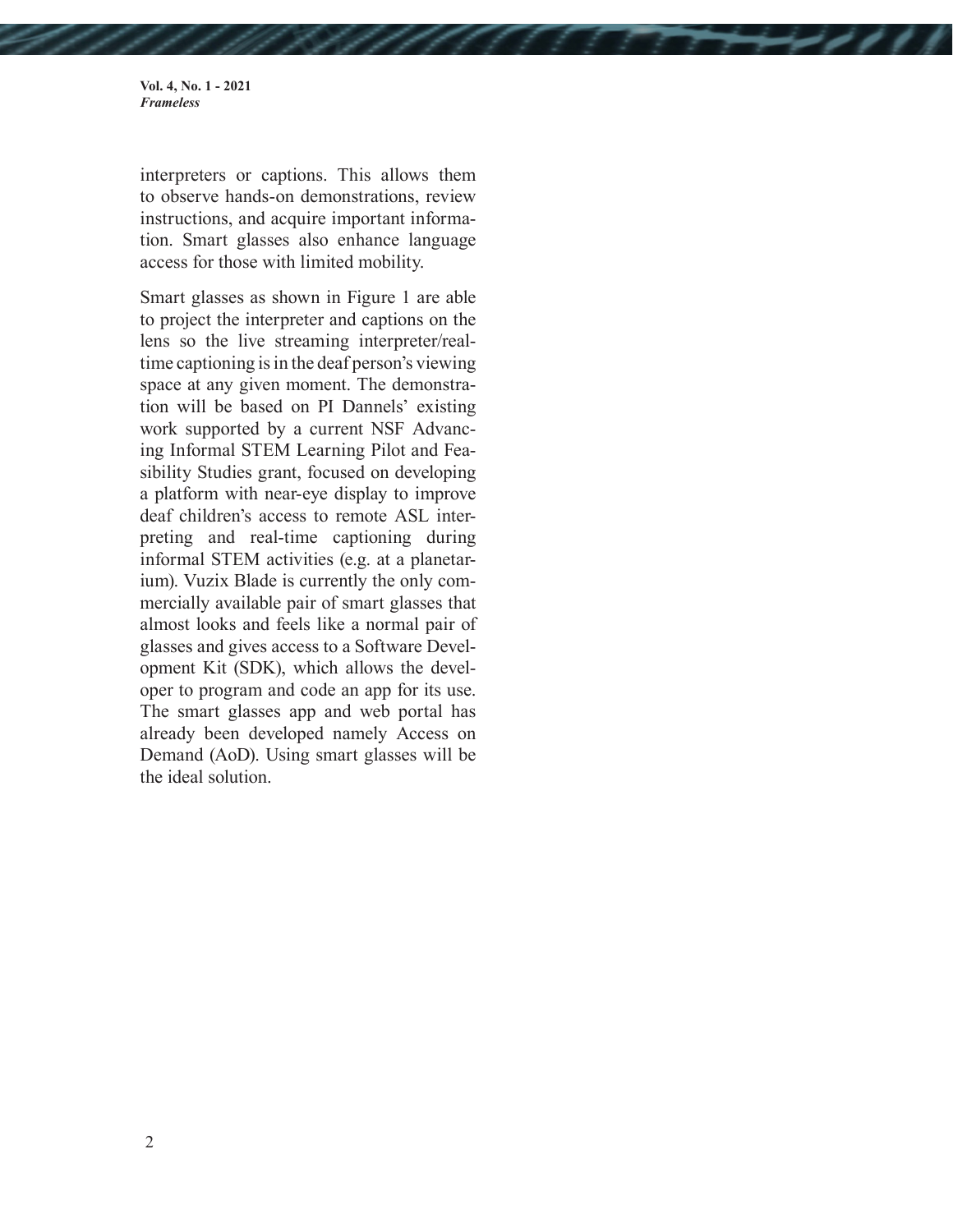interpreters or captions. This allows them to observe hands-on demonstrations, review instructions, and acquire important information. Smart glasses also enhance language access for those with limited mobility.

Smart glasses as shown in Figure 1 are able to project the interpreter and captions on the lens so the live streaming interpreter/real-time captioning is in the deaf person's viewing space at any given moment. The demonstration will be based on PI Dannels' existing work supported by a current NSF Advancing Informal STEM Learning Pilot and Feasibility Studies grant, focused on developing a platform with near-eye display to improve deaf children's access to remote ASL interpreting and real-time captioning during informal STEM activities (e.g. at a planetarium). Vuzix Blade is currently the only commercially available pair of smart glasses that almost looks and feels like a normal pair of glasses and gives access to a Software Development Kit (SDK), which allows the developer to program and code an app for its use. The smart glasses app and web portal has already been developed namely Access on Demand (AoD). Using smart glasses will be the ideal solution.